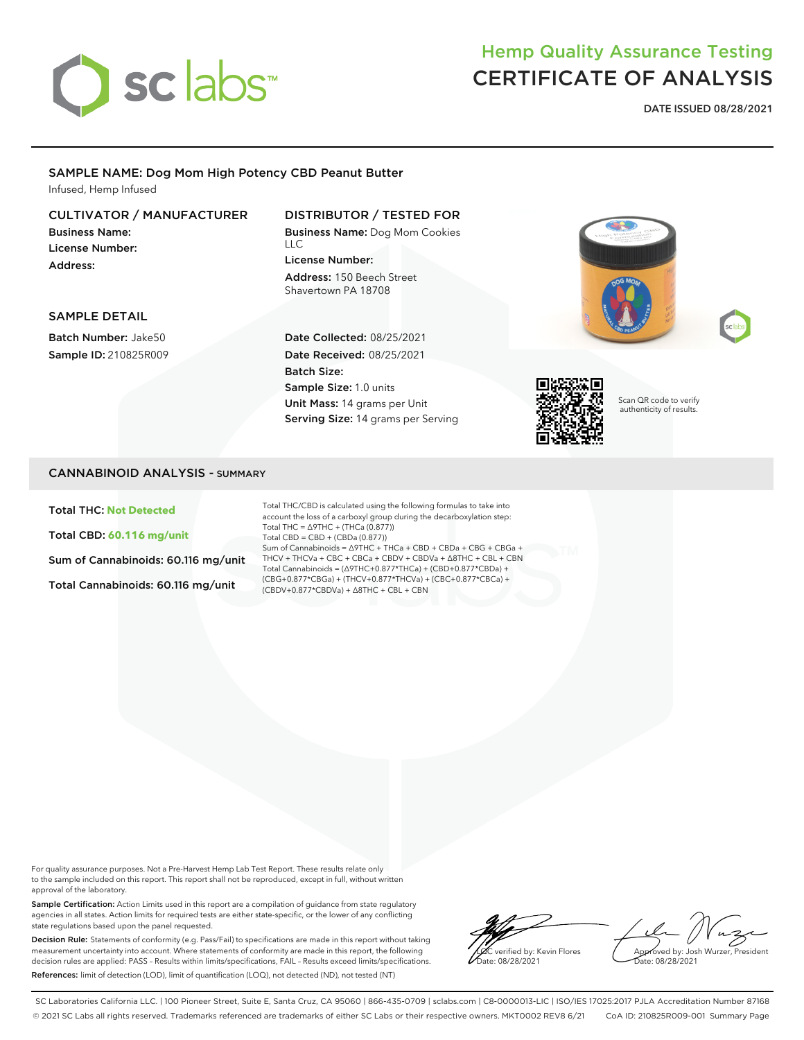# Hemp Quality Assurance Testing
# CERTIFICATE OF ANALYSIS

**DATE ISSUED 08/28/2021**

## SAMPLE NAME: Dog Mom High Potency CBD Peanut Butter

Infused, Hemp Infused

### CULTIVATOR / MANUFACTURER

**Business Name:**
**License Number:**
**Address:**

### DISTRIBUTOR / TESTED FOR

**Business Name:** Dog Mom Cookies LLC
**License Number:**
**Address:** 150 Beech Street Shavertown PA 18708

### SAMPLE DETAIL

**Batch Number:** Jake50
**Sample ID:** 210825R009

**Date Collected:** 08/25/2021
**Date Received:** 08/25/2021
**Batch Size:**
**Sample Size:** 1.0 units
**Unit Mass:** 14 grams per Unit
**Serving Size:** 14 grams per Serving

Scan QR code to verify authenticity of results.

## CANNABINOID ANALYSIS - SUMMARY

**Total THC: Not Detected**

**Total CBD: 60.116 mg/unit**

**Sum of Cannabinoids: 60.116 mg/unit**

**Total Cannabinoids: 60.116 mg/unit**

Total THC/CBD is calculated using the following formulas to take into account the loss of a carboxyl group during the decarboxylation step:
Total THC = Δ9THC + (THCa (0.877))
Total CBD = CBD + (CBDa (0.877))
Sum of Cannabinoids = Δ9THC + THCa + CBD + CBDa + CBG + CBGa + THCV + THCVa + CBC + CBCa + CBDV + CBDVa + Δ8THC + CBL + CBN
Total Cannabinoids = (Δ9THC+0.877*THCa) + (CBD+0.877*CBDa) + (CBG+0.877*CBGa) + (THCV+0.877*THCVa) + (CBC+0.877*CBCa) + (CBDV+0.877*CBDVa) + Δ8THC + CBL + CBN

For quality assurance purposes. Not a Pre-Harvest Hemp Lab Test Report. These results relate only to the sample included on this report. This report shall not be reproduced, except in full, without written approval of the laboratory.

**Sample Certification:** Action Limits used in this report are a compilation of guidance from state regulatory agencies in all states. Action limits for required tests are either state-specific, or the lower of any conflicting state regulations based upon the panel requested.

**Decision Rule:** Statements of conformity (e.g. Pass/Fail) to specifications are made in this report without taking measurement uncertainty into account. Where statements of conformity are made in this report, the following decision rules are applied: PASS - Results within limits/specifications, FAIL - Results exceed limits/specifications.

**References:** limit of detection (LOD), limit of quantification (LOQ), not detected (ND), not tested (NT)

LQC verified by: Kevin Flores
Date: 08/28/2021

Approved by: Josh Wurzer, President
Date: 08/28/2021

SC Laboratories California LLC. | 100 Pioneer Street, Suite E, Santa Cruz, CA 95060 | 866-435-0709 | sclabs.com | C8-0000013-LIC | ISO/IES 17025:2017 PJLA Accreditation Number 87168
© 2021 SC Labs all rights reserved. Trademarks referenced are trademarks of either SC Labs or their respective owners. MKT0002 REV8 6/21 CoA ID: 210825R009-001 Summary Page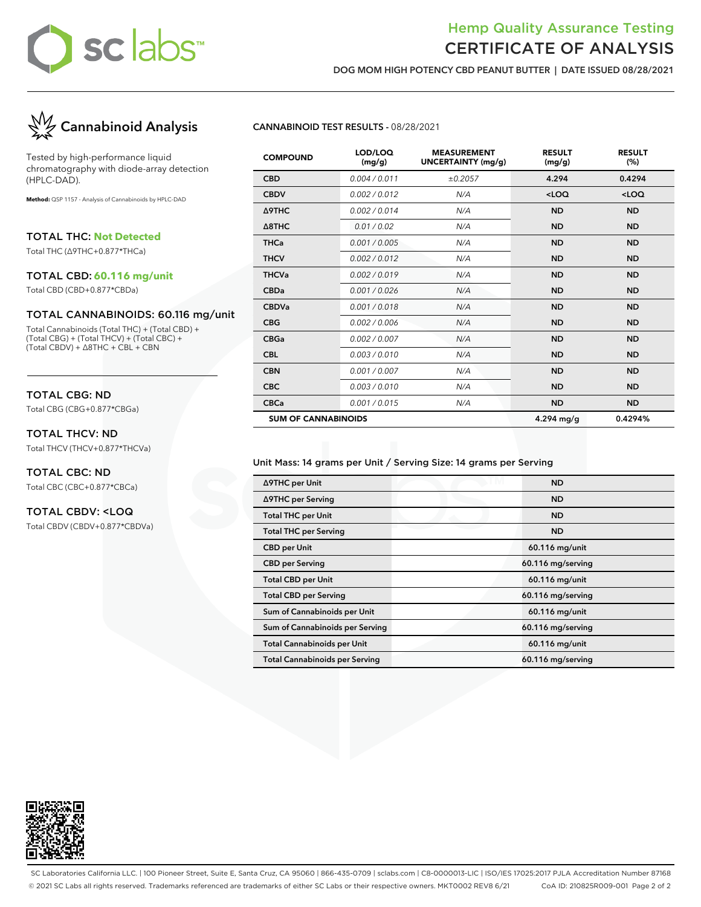# Hemp Quality Assurance Testing
# CERTIFICATE OF ANALYSIS

**DOG MOM HIGH POTENCY CBD PEANUT BUTTER | DATE ISSUED 08/28/2021**

## Cannabinoid Analysis

Tested by high-performance liquid chromatography with diode-array detection (HPLC-DAD).

**Method:** QSP 1157 - Analysis of Cannabinoids by HPLC-DAD

### TOTAL THC: Not Detected

Total THC (Δ9THC+0.877*THCa)

### TOTAL CBD: 60.116 mg/unit

Total CBD (CBD+0.877*CBDa)

### TOTAL CANNABINOIDS: 60.116 mg/unit

Total Cannabinoids (Total THC) + (Total CBD) + (Total CBG) + (Total THCV) + (Total CBC) + (Total CBDV) + Δ8THC + CBL + CBN

### TOTAL CBG: ND

Total CBG (CBG+0.877*CBGa)

### TOTAL THCV: ND

Total THCV (THCV+0.877*THCVa)

### TOTAL CBC: ND

Total CBC (CBC+0.877*CBCa)

### TOTAL CBDV: <LOQ

Total CBDV (CBDV+0.877*CBDVa)

**CANNABINOID TEST RESULTS** - 08/28/2021

| COMPOUND | LOD/LOQ (mg/g) | MEASUREMENT UNCERTAINTY (mg/g) | RESULT (mg/g) | RESULT (%) |
|---|---|---|---|---|
| CBD | 0.004 / 0.011 | ±0.2057 | 4.294 | 0.4294 |
| CBDV | 0.002 / 0.012 | N/A | <LOQ | <LOQ |
| Δ9THC | 0.002 / 0.014 | N/A | ND | ND |
| Δ8THC | 0.01 / 0.02 | N/A | ND | ND |
| THCa | 0.001 / 0.005 | N/A | ND | ND |
| THCV | 0.002 / 0.012 | N/A | ND | ND |
| THCVa | 0.002 / 0.019 | N/A | ND | ND |
| CBDa | 0.001 / 0.026 | N/A | ND | ND |
| CBDVa | 0.001 / 0.018 | N/A | ND | ND |
| CBG | 0.002 / 0.006 | N/A | ND | ND |
| CBGa | 0.002 / 0.007 | N/A | ND | ND |
| CBL | 0.003 / 0.010 | N/A | ND | ND |
| CBN | 0.001 / 0.007 | N/A | ND | ND |
| CBC | 0.003 / 0.010 | N/A | ND | ND |
| CBCa | 0.001 / 0.015 | N/A | ND | ND |
| **SUM OF CANNABINOIDS** | | | 4.294 mg/g | 0.4294% |

Unit Mass: 14 grams per Unit / Serving Size: 14 grams per Serving

| | |
|---|---|
| Δ9THC per Unit | ND |
| Δ9THC per Serving | ND |
| Total THC per Unit | ND |
| Total THC per Serving | ND |
| CBD per Unit | 60.116 mg/unit |
| CBD per Serving | 60.116 mg/serving |
| Total CBD per Unit | 60.116 mg/unit |
| Total CBD per Serving | 60.116 mg/serving |
| Sum of Cannabinoids per Unit | 60.116 mg/unit |
| Sum of Cannabinoids per Serving | 60.116 mg/serving |
| Total Cannabinoids per Unit | 60.116 mg/unit |
| Total Cannabinoids per Serving | 60.116 mg/serving |

SC Laboratories California LLC. | 100 Pioneer Street, Suite E, Santa Cruz, CA 95060 | 866-435-0709 | sclabs.com | C8-0000013-LIC | ISO/IES 17025:2017 PJLA Accreditation Number 87168
© 2021 SC Labs all rights reserved. Trademarks referenced are trademarks of either SC Labs or their respective owners. MKT0002 REV8 6/21 CoA ID: 210825R009-001